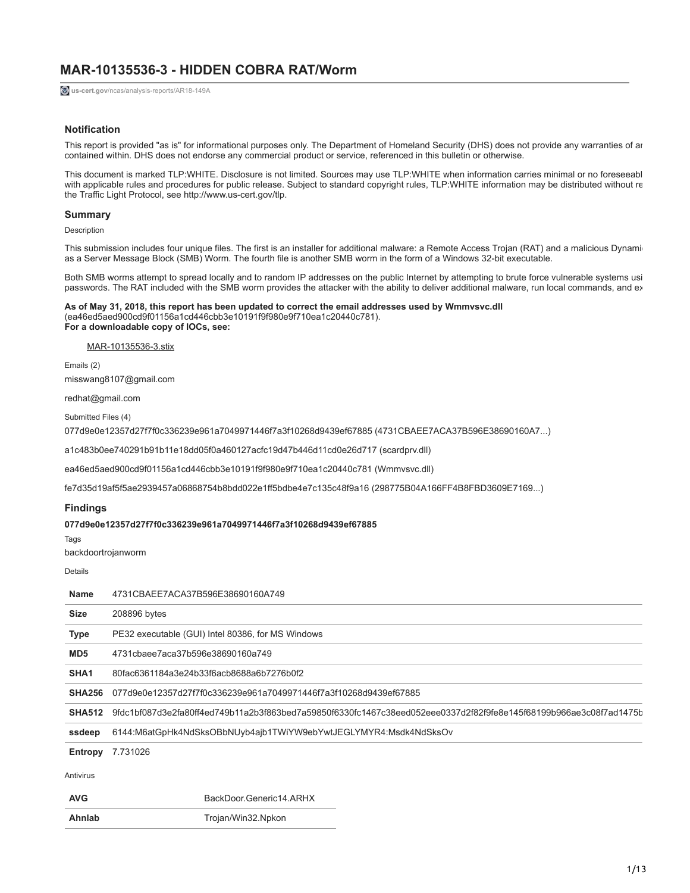# MAR-10135536-3 - HIDDEN COBRA RAT/Worm

us-cert.gov/ncas/analysis-reports/AR18-149A

### Notification

This report is provided "as is" for informational purposes only. The Department of Homeland Security (DHS) does not provide any warranties of ar contained within. DHS does not endorse any commercial product or service, referenced in this bulletin or otherwise.

This document is marked TLP:WHITE. Disclosure is not limited. Sources may use TLP:WHITE when information carries minimal or no foreseeabl with applicable rules and procedures for public release. Subject to standard copyright rules, TLP:WHITE information may be distributed without re the Traffic Light Protocol, see http://www.us-cert.gov/tlp.

### Summary

Description

This submission includes four unique files. The first is an installer for additional malware: a Remote Access Trojan (RAT) and a malicious Dynami as a Server Message Block (SMB) Worm. The fourth file is another SMB worm in the form of a Windows 32-bit executable.

Both SMB worms attempt to spread locally and to random IP addresses on the public Internet by attempting to brute force vulnerable systems usi passwords. The RAT included with the SMB worm provides the attacker with the ability to deliver additional malware, run local commands, and ex

**As of May 31, 2018, this report has been updated to correct the email addresses used by Wmmvsvc.dll**
(ea46ed5aed900cd9f01156a1cd446cbb3e10191f9f980e9f710ea1c20440c781).
**For a downloadable copy of IOCs, see:**

MAR-10135536-3.stix

Emails (2)

misswang8107@gmail.com

redhat@gmail.com

Submitted Files (4)

077d9e0e12357d27f7f0c336239e961a7049971446f7a3f10268d9439ef67885 (4731CBAEE7ACA37B596E38690160A7...)

a1c483b0ee740291b91b11e18dd05f0a460127acfc19d47b446d11cd0e26d717 (scardprv.dll)

ea46ed5aed900cd9f01156a1cd446cbb3e10191f9f980e9f710ea1c20440c781 (Wmmvsvc.dll)

fe7d35d19af5f5ae2939457a06868754b8bdd022e1ff5bdbe4e7c135c48f9a16 (298775B04A166FF4B8FBD3609E7169...)

### Findings

**077d9e0e12357d27f7f0c336239e961a7049971446f7a3f10268d9439ef67885**

Tags

backdoortrojanworm

Details

| | |
|---|---|
| **Name** | 4731CBAEE7ACA37B596E38690160A749 |
| **Size** | 208896 bytes |
| **Type** | PE32 executable (GUI) Intel 80386, for MS Windows |
| **MD5** | 4731cbaee7aca37b596e38690160a749 |
| **SHA1** | 80fac6361184a3e24b33f6acb8688a6b7276b0f2 |
| **SHA256** | 077d9e0e12357d27f7f0c336239e961a7049971446f7a3f10268d9439ef67885 |
| **SHA512** | 9fdc1bf087d3e2fa80ff4ed749b11a2b3f863bed7a59850f6330fc1467c38eed052eee0337d2f82f9fe8e145f68199b966ae3c08f7ad1475b |
| **ssdeep** | 6144:M6atGpHk4NdSksOBbNUyb4ajb1TWiYW9ebYwtJEGLYMYR4:Msdk4NdSksOv |
| **Entropy** | 7.731026 |

Antivirus

| | |
|---|---|
| **AVG** | BackDoor.Generic14.ARHX |
| **Ahnlab** | Trojan/Win32.Npkon |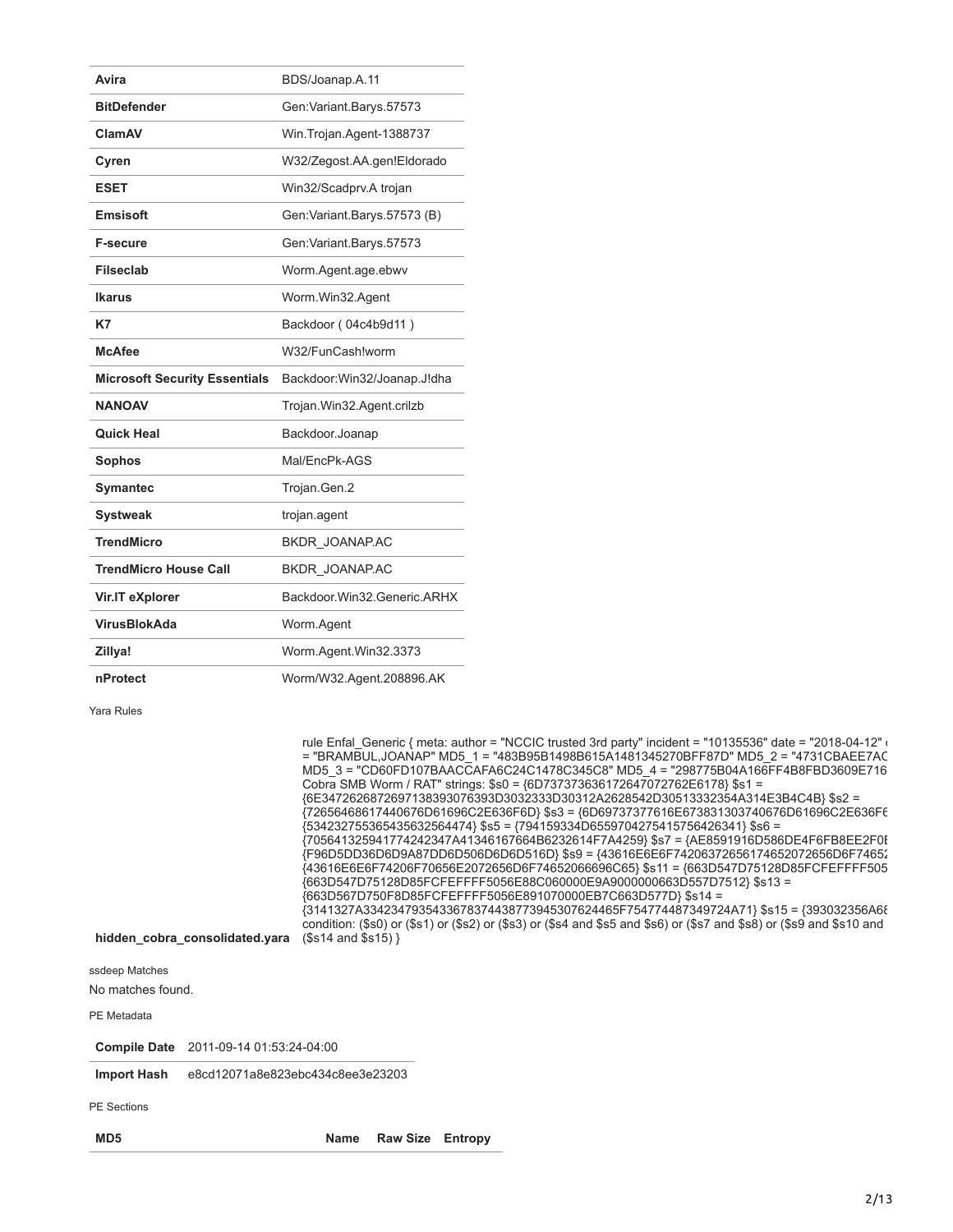| | |
|---|---|
| **Avira** | BDS/Joanap.A.11 |
| **BitDefender** | Gen:Variant.Barys.57573 |
| **ClamAV** | Win.Trojan.Agent-1388737 |
| **Cyren** | W32/Zegost.AA.gen!Eldorado |
| **ESET** | Win32/Scadprv.A trojan |
| **Emsisoft** | Gen:Variant.Barys.57573 (B) |
| **F-secure** | Gen:Variant.Barys.57573 |
| **Filseclab** | Worm.Agent.age.ebwv |
| **Ikarus** | Worm.Win32.Agent |
| **K7** | Backdoor ( 04c4b9d11 ) |
| **McAfee** | W32/FunCash!worm |
| **Microsoft Security Essentials** | Backdoor:Win32/Joanap.J!dha |
| **NANOAV** | Trojan.Win32.Agent.crilzb |
| **Quick Heal** | Backdoor.Joanap |
| **Sophos** | Mal/EncPk-AGS |
| **Symantec** | Trojan.Gen.2 |
| **Systweak** | trojan.agent |
| **TrendMicro** | BKDR_JOANAP.AC |
| **TrendMicro House Call** | BKDR_JOANAP.AC |
| **Vir.IT eXplorer** | Backdoor.Win32.Generic.ARHX |
| **VirusBlokAda** | Worm.Agent |
| **Zillya!** | Worm.Agent.Win32.3373 |
| **nProtect** | Worm/W32.Agent.208896.AK |

Yara Rules

| | |
|---|---|
| **hidden_cobra_consolidated.yara** | rule Enfal_Generic { meta: author = "NCCIC trusted 3rd party" incident = "10135536" date = "2018-04-12" = "BRAMBUL,JOANAP" MD5_1 = "483B95B1498B615A1481345270BFF87D" MD5_2 = "4731CBAEE7AC MD5_3 = "CD60FD107BAACCAFA6C24C1478C345C8" MD5_4 = "298775B04A166FF4B8FBD3609E716 Cobra SMB Worm / RAT" strings: $s0 = {6D737373636172647072762E6178} $s1 = {6E3472626872697138393076393D3032333D30312A2628542D30513332354A314E3B4C4B} $s2 = {72656468617440676D61696C2E636F6D} $s3 = {6D69737377616E673831303740676D61696C2E636F6 {534232755365435632564474} $s5 = {794159334D655970427541575642 6341} $s6 = {7056413259417742423 47A41346167664B6232614F7A4259} $s7 = {AE8591916D586DE4F6FB8EE2F0 {F96D5DD36D6D9A87DD6D506D6D6D516D} $s9 = {43616E6E6F742063726561746520726 56D6F74652 {43616E6E6F74206F70656E2072656D6F74652066696C65} $s11 = {663D547D75128D85FCFEFFFF505 {663D547D75128D85FCFEFFFF5056E88C060000E9A9000000663D557D7512} $s13 = {663D567D750F8D85FCFEFFFF5056E891070000EB7C663D577D} $s14 = {3141327A334234793543367837443877394530762446 5F754774487349724A71} $s15 = {393032356A6 condition: ($s0) or ($s1) or ($s2) or ($s3) or ($s4 and $s5 and $s6) or ($s7 and $s8) or ($s9 and $s10 and ($s14 and $s15) } |

ssdeep Matches

No matches found.

PE Metadata

| | |
|---|---|
| **Compile Date** | 2011-09-14 01:53:24-04:00 |
| **Import Hash** | e8cd12071a8e823ebc434c8ee3e23203 |

PE Sections

| MD5 | Name | Raw Size | Entropy |
|---|---|---|---|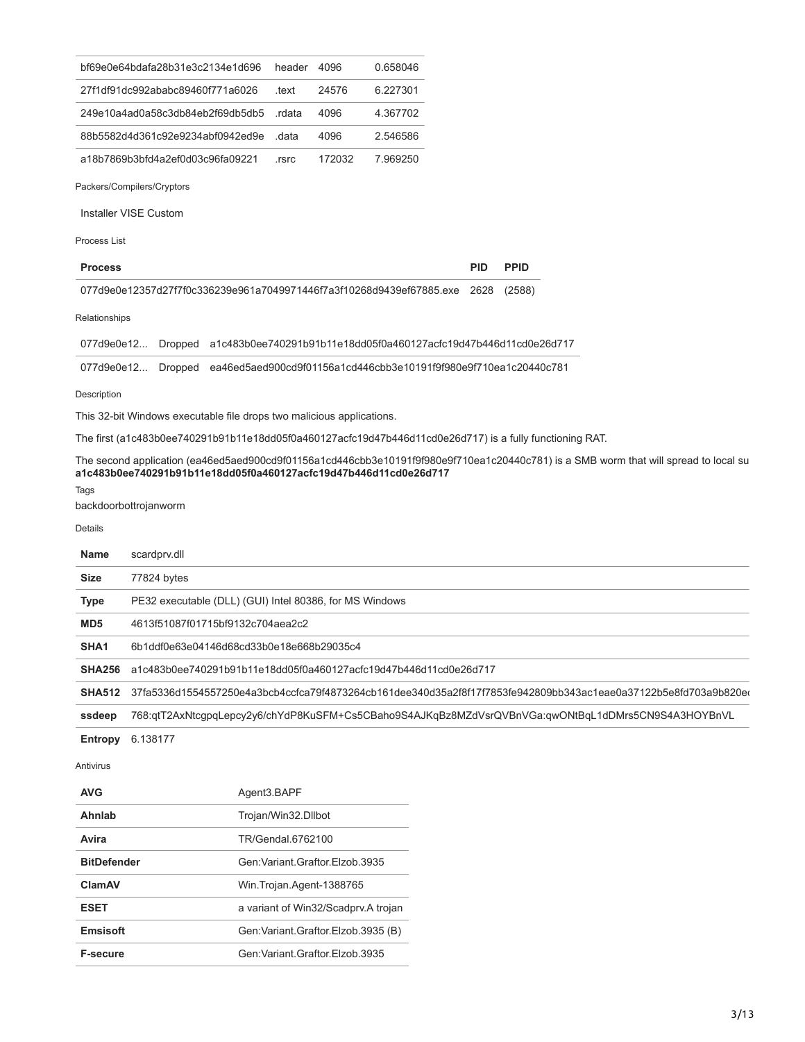| | | | |
|---|---|---|---|
| bf69e0e64bdafa28b31e3c2134e1d696 | header | 4096 | 0.658046 |
| 27f1df91dc992ababc89460f771a6026 | .text | 24576 | 6.227301 |
| 249e10a4ad0a58c3db84eb2f69db5db5 | .rdata | 4096 | 4.367702 |
| 88b5582d4d361c92e9234abf0942ed9e | .data | 4096 | 2.546586 |
| a18b7869b3bfd4a2ef0d03c96fa09221 | .rsrc | 172032 | 7.969250 |

Packers/Compilers/Cryptors

Installer VISE Custom

Process List

| Process | PID | PPID |
|---|---|---|
| 077d9e0e12357d27f7f0c336239e961a7049971446f7a3f10268d9439ef67885.exe | 2628 | (2588) |

Relationships

| | | |
|---|---|---|
| 077d9e0e12... | Dropped | a1c483b0ee740291b91b11e18dd05f0a460127acfc19d47b446d11cd0e26d717 |
| 077d9e0e12... | Dropped | ea46ed5aed900cd9f01156a1cd446cbb3e10191f9f980e9f710ea1c20440c781 |

Description

This 32-bit Windows executable file drops two malicious applications.

The first (a1c483b0ee740291b91b11e18dd05f0a460127acfc19d47b446d11cd0e26d717) is a fully functioning RAT.

The second application (ea46ed5aed900cd9f01156a1cd446cbb3e10191f9f980e9f710ea1c20440c781) is a SMB worm that will spread to local su

**a1c483b0ee740291b91b11e18dd05f0a460127acfc19d47b446d11cd0e26d717**

Tags

backdoorbottrojanworm

Details

| | |
|---|---|
| **Name** | scardprv.dll |
| **Size** | 77824 bytes |
| **Type** | PE32 executable (DLL) (GUI) Intel 80386, for MS Windows |
| **MD5** | 4613f51087f01715bf9132c704aea2c2 |
| **SHA1** | 6b1ddf0e63e04146d68cd33b0e18e668b29035c4 |
| **SHA256** | a1c483b0ee740291b91b11e18dd05f0a460127acfc19d47b446d11cd0e26d717 |
| **SHA512** | 37fa5336d1554557250e4a3bcb4ccfca79f4873264cb161dee340d35a2f8f17f7853fe942809bb343ac1eae0a37122b5e8fd703a9b820e |
| **ssdeep** | 768:qtT2AxNtcgpqLepcy2y6/chYdP8KuSFM+Cs5CBaho9S4AJKqBz8MZdVsrQVBnVGa:qwONtBqL1dDMrs5CN9S4A3HOYBnVL |
| **Entropy** | 6.138177 |

Antivirus

| | |
|---|---|
| **AVG** | Agent3.BAPF |
| **Ahnlab** | Trojan/Win32.Dllbot |
| **Avira** | TR/Gendal.6762100 |
| **BitDefender** | Gen:Variant.Graftor.Elzob.3935 |
| **ClamAV** | Win.Trojan.Agent-1388765 |
| **ESET** | a variant of Win32/Scadprv.A trojan |
| **Emsisoft** | Gen:Variant.Graftor.Elzob.3935 (B) |
| **F-secure** | Gen:Variant.Graftor.Elzob.3935 |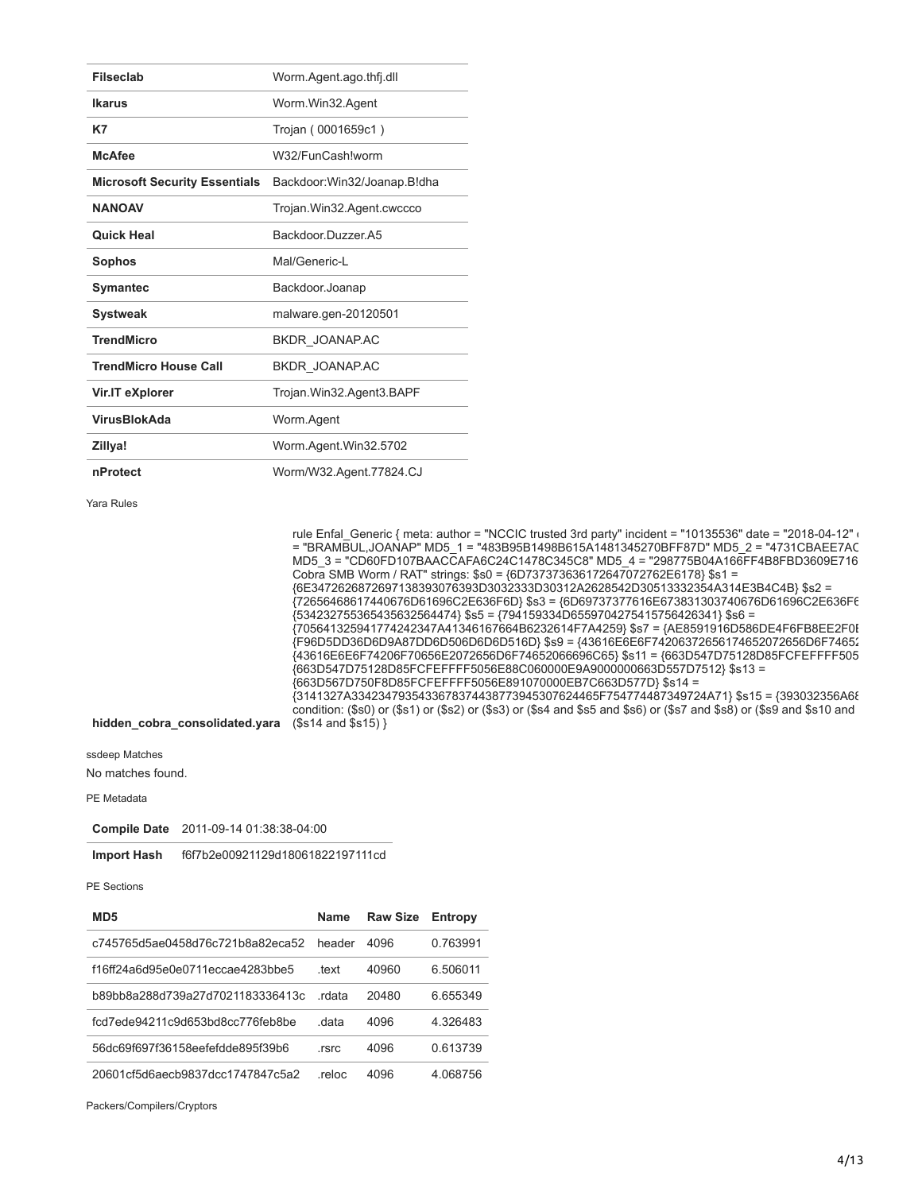| | |
|---|---|
| **Filseclab** | Worm.Agent.ago.thfj.dll |
| **Ikarus** | Worm.Win32.Agent |
| **K7** | Trojan ( 0001659c1 ) |
| **McAfee** | W32/FunCash!worm |
| **Microsoft Security Essentials** | Backdoor:Win32/Joanap.B!dha |
| **NANOAV** | Trojan.Win32.Agent.cwccco |
| **Quick Heal** | Backdoor.Duzzer.A5 |
| **Sophos** | Mal/Generic-L |
| **Symantec** | Backdoor.Joanap |
| **Systweak** | malware.gen-20120501 |
| **TrendMicro** | BKDR_JOANAP.AC |
| **TrendMicro House Call** | BKDR_JOANAP.AC |
| **Vir.IT eXplorer** | Trojan.Win32.Agent3.BAPF |
| **VirusBlokAda** | Worm.Agent |
| **Zillya!** | Worm.Agent.Win32.5702 |
| **nProtect** | Worm/W32.Agent.77824.CJ |

Yara Rules

**hidden_cobra_consolidated.yara**

```
rule Enfal_Generic { meta: author = "NCCIC trusted 3rd party" incident = "10135536" date = "2018-04-12" 
= "BRAMBUL,JOANAP" MD5_1 = "483B95B1498B615A1481345270BFF87D" MD5_2 = "4731CBAEE7AC
MD5_3 = "CD60FD107BAACCAFA6C24C1478C345C8" MD5_4 = "298775B04A166FF4B8FBD3609E716
Cobra SMB Worm / RAT" strings: $s0 = {6D737373636172647072762E6178} $s1 =
{6E3472626872697138393076393D3032333D30312A2628542D30513332354A314E3B4C4B} $s2 =
{72656468617440676D61696C2E636F6D} $s3 = {6D69737377616E673831303740676D61696C2E636F6
{5342327553654356325642474} $s5 = {794159334D655970427541575642634 1} $s6 =
{705641325941774242347A41346167664B6232614F7A4259} $s7 = {AE8591916D586DE4F6FB8EE2F0
{F96D5DD36D6D9A87DD6D506D6D6D516D} $s9 = {43616E6E6F7420637265617465207265 6D6F7465
{43616E6E6F74206F70656E2072656D6F74652066696C65} $s11 = {663D547D75128D85FCFEFFFF505
{663D547D75128D85FCFEFFFF5056E88C060000E9A9000000663D557D7512} $s13 =
{663D567D750F8D85FCFEFFFF5056E891070000EB7C663D577D} $s14 =
{3141327A33423479354336783744387739453076244 65F754774487349724A71} $s15 = {393032356A6
condition: ($s0) or ($s1) or ($s2) or ($s3) or ($s4 and $s5 and $s6) or ($s7 and $s8) or ($s9 and $s10 and
($s14 and $s15) }
```

ssdeep Matches

No matches found.

PE Metadata

| | |
|---|---|
| **Compile Date** | 2011-09-14 01:38:38-04:00 |
| **Import Hash** | f6f7b2e00921129d18061822197111cd |

PE Sections

| MD5 | Name | Raw Size | Entropy |
|---|---|---|---|
| c745765d5ae0458d76c721b8a82eca52 | header | 4096 | 0.763991 |
| f16ff24a6d95e0e0711eccae4283bbe5 | .text | 40960 | 6.506011 |
| b89bb8a288d739a27d7021183336413c | .rdata | 20480 | 6.655349 |
| fcd7ede94211c9d653bd8cc776feb8be | .data | 4096 | 4.326483 |
| 56dc69f697f36158eefefdde895f39b6 | .rsrc | 4096 | 0.613739 |
| 20601cf5d6aecb9837dcc1747847c5a2 | .reloc | 4096 | 4.068756 |

Packers/Compilers/Cryptors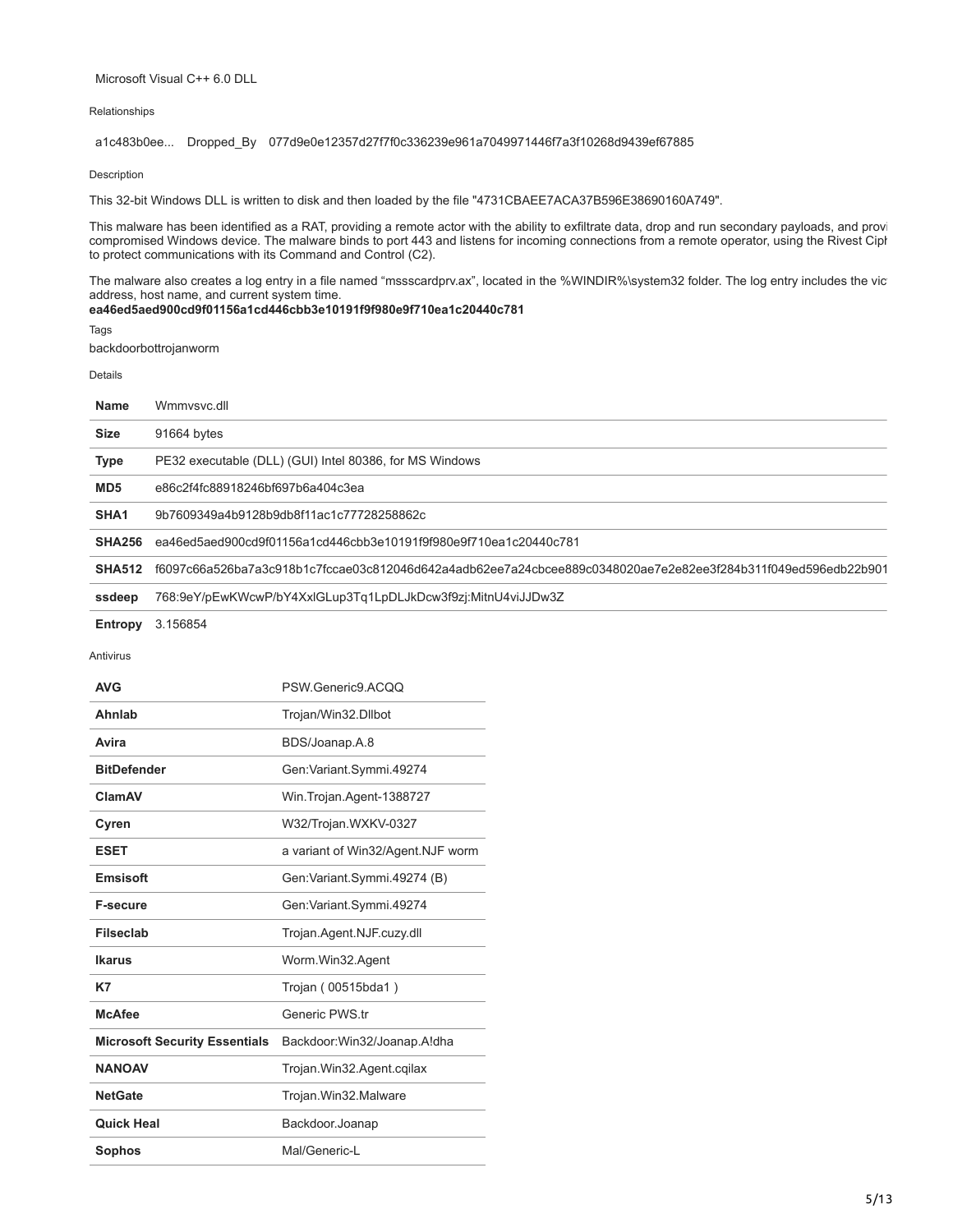Microsoft Visual C++ 6.0 DLL

Relationships

a1c483b0ee... Dropped_By 077d9e0e12357d27f7f0c336239e961a7049971446f7a3f10268d9439ef67885

Description

This 32-bit Windows DLL is written to disk and then loaded by the file "4731CBAEE7ACA37B596E38690160A749".

This malware has been identified as a RAT, providing a remote actor with the ability to exfiltrate data, drop and run secondary payloads, and provi compromised Windows device. The malware binds to port 443 and listens for incoming connections from a remote operator, using the Rivest Ciph to protect communications with its Command and Control (C2).

The malware also creates a log entry in a file named "mssscardprv.ax", located in the %WINDIR%\system32 folder. The log entry includes the vic address, host name, and current system time.

**ea46ed5aed900cd9f01156a1cd446cbb3e10191f9f980e9f710ea1c20440c781**

Tags

backdoorbottrojanworm

Details

| | |
|---|---|
| **Name** | Wmmvsvc.dll |
| **Size** | 91664 bytes |
| **Type** | PE32 executable (DLL) (GUI) Intel 80386, for MS Windows |
| **MD5** | e86c2f4fc88918246bf697b6a404c3ea |
| **SHA1** | 9b7609349a4b9128b9db8f11ac1c77728258862c |
| **SHA256** | ea46ed5aed900cd9f01156a1cd446cbb3e10191f9f980e9f710ea1c20440c781 |
| **SHA512** | f6097c66a526ba7a3c918b1c7fccae03c812046d642a4adb62ee7a24cbcee889c0348020ae7e2e82ee3f284b311f049ed596edb22b901 |
| **ssdeep** | 768:9eY/pEwKWcwP/bY4XxlGLup3Tq1LpDLJkDcw3f9zj:MitnU4viJJDw3Z |
| **Entropy** | 3.156854 |

Antivirus

| | |
|---|---|
| **AVG** | PSW.Generic9.ACQQ |
| **Ahnlab** | Trojan/Win32.Dllbot |
| **Avira** | BDS/Joanap.A.8 |
| **BitDefender** | Gen:Variant.Symmi.49274 |
| **ClamAV** | Win.Trojan.Agent-1388727 |
| **Cyren** | W32/Trojan.WXKV-0327 |
| **ESET** | a variant of Win32/Agent.NJF worm |
| **Emsisoft** | Gen:Variant.Symmi.49274 (B) |
| **F-secure** | Gen:Variant.Symmi.49274 |
| **Filseclab** | Trojan.Agent.NJF.cuzy.dll |
| **Ikarus** | Worm.Win32.Agent |
| **K7** | Trojan ( 00515bda1 ) |
| **McAfee** | Generic PWS.tr |
| **Microsoft Security Essentials** | Backdoor:Win32/Joanap.A!dha |
| **NANOAV** | Trojan.Win32.Agent.cqilax |
| **NetGate** | Trojan.Win32.Malware |
| **Quick Heal** | Backdoor.Joanap |
| **Sophos** | Mal/Generic-L |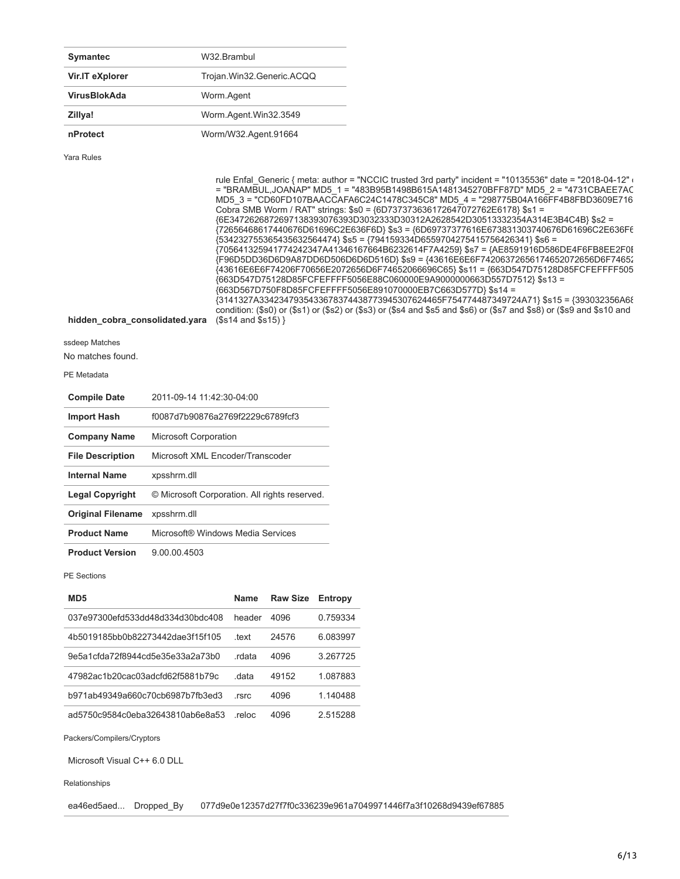| | |
|---|---|
| **Symantec** | W32.Brambul |
| **Vir.IT eXplorer** | Trojan.Win32.Generic.ACQQ |
| **VirusBlokAda** | Worm.Agent |
| **Zillya!** | Worm.Agent.Win32.3549 |
| **nProtect** | Worm/W32.Agent.91664 |

Yara Rules

| | |
|---|---|
| **hidden_cobra_consolidated.yara** | rule Enfal_Generic { meta: author = "NCCIC trusted 3rd party" incident = "10135536" date = "2018-04-12" = "BRAMBUL,JOANAP" MD5_1 = "483B95B1498B615A1481345270BFF87D" MD5_2 = "4731CBAEE7AC MD5_3 = "CD60FD107BAACCAFA6C24C1478C345C8" MD5_4 = "298775B04A166FF4B8FBD3609E716 Cobra SMB Worm / RAT" strings: $s0 = {6D737373636172647072762E6178} $s1 = {6E3472626872697138393076393D3032333D30312A2628542D30513332354A314E3B4C4B} $s2 = {72656468617440676D61696C2E636F6D} $s3 = {6D69737377616E673831303740676D61696C2E636F6 {534232755365435632564474} $s5 = {794159334D655970427541575642634 1} $s6 = {705641325941774242347A41346167664B6232614F7A4259} $s7 = {AE8591916D586DE4F6FB8EE2F0 {F96D5DD36D6D9A87DD6D506D6D6D516D} $s9 = {43616E6E6F74206372656174652072656D6F7465 {43616E6E6F74206F70656E2072656D6F74652066696C65} $s11 = {663D547D75128D85FCFEFFFF505 {663D547D75128D85FCFEFFFF5056E88C060000E9A9000000663D557D7512} $s13 = {663D567D750F8D85FCFEFFFF5056E891070000EB7C663D577D} $s14 = {3141327A33423479354336783744387739453076244 65F754774487349724A71} $s15 = {393032356A6 condition: ($s0) or ($s1) or ($s2) or ($s3) or ($s4 and $s5 and $s6) or ($s7 and $s8) or ($s9 and $s10 and ($s14 and $s15) } |

ssdeep Matches

No matches found.

PE Metadata

| | |
|---|---|
| **Compile Date** | 2011-09-14 11:42:30-04:00 |
| **Import Hash** | f0087d7b90876a2769f2229c6789fcf3 |
| **Company Name** | Microsoft Corporation |
| **File Description** | Microsoft XML Encoder/Transcoder |
| **Internal Name** | xpsshrm.dll |
| **Legal Copyright** | © Microsoft Corporation. All rights reserved. |
| **Original Filename** | xpsshrm.dll |
| **Product Name** | Microsoft® Windows Media Services |
| **Product Version** | 9.00.00.4503 |

PE Sections

| MD5 | Name | Raw Size | Entropy |
|---|---|---|---|
| 037e97300efd533dd48d334d30bdc408 | header | 4096 | 0.759334 |
| 4b5019185bb0b82273442dae3f15f105 | .text | 24576 | 6.083997 |
| 9e5a1cfda72f8944cd5e35e33a2a73b0 | .rdata | 4096 | 3.267725 |
| 47982ac1b20cac03adcfd62f5881b79c | .data | 49152 | 1.087883 |
| b971ab49349a660c70cb6987b7fb3ed3 | .rsrc | 4096 | 1.140488 |
| ad5750c9584c0eba32643810ab6e8a53 | .reloc | 4096 | 2.515288 |

Packers/Compilers/Cryptors

Microsoft Visual C++ 6.0 DLL

Relationships

| | | |
|---|---|---|
| ea46ed5aed... | Dropped_By | 077d9e0e12357d27f7f0c336239e961a7049971446f7a3f10268d9439ef67885 |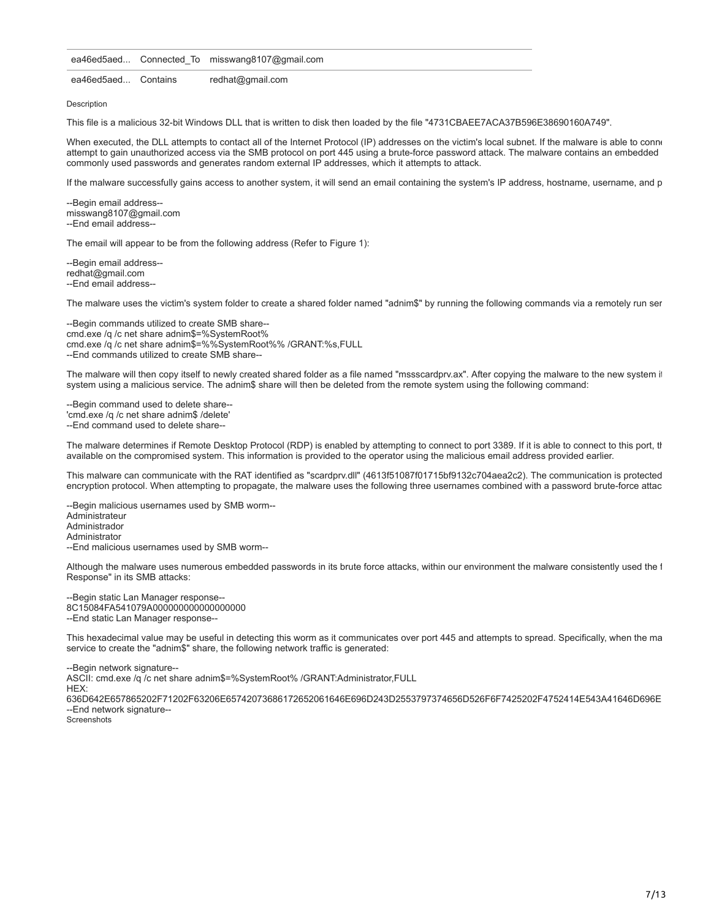| | | |
|---|---|---|
| ea46ed5aed... | Connected_To | misswang8107@gmail.com |
| ea46ed5aed... | Contains | redhat@gmail.com |

Description

This file is a malicious 32-bit Windows DLL that is written to disk then loaded by the file "4731CBAEE7ACA37B596E38690160A749".

When executed, the DLL attempts to contact all of the Internet Protocol (IP) addresses on the victim's local subnet. If the malware is able to conn attempt to gain unauthorized access via the SMB protocol on port 445 using a brute-force password attack. The malware contains an embedded commonly used passwords and generates random external IP addresses, which it attempts to attack.

If the malware successfully gains access to another system, it will send an email containing the system's IP address, hostname, username, and p

--Begin email address--
misswang8107@gmail.com
--End email address--

The email will appear to be from the following address (Refer to Figure 1):

--Begin email address--
redhat@gmail.com
--End email address--

The malware uses the victim's system folder to create a shared folder named "adnim$" by running the following commands via a remotely run ser

--Begin commands utilized to create SMB share--
cmd.exe /q /c net share adnim$=%SystemRoot%
cmd.exe /q /c net share adnim$=%%SystemRoot%% /GRANT:%s,FULL
--End commands utilized to create SMB share--

The malware will then copy itself to newly created shared folder as a file named "mssscardprv.ax". After copying the malware to the new system i system using a malicious service. The adnim$ share will then be deleted from the remote system using the following command:

--Begin command used to delete share--
'cmd.exe /q /c net share adnim$ /delete'
--End command used to delete share--

The malware determines if Remote Desktop Protocol (RDP) is enabled by attempting to connect to port 3389. If it is able to connect to this port, t available on the compromised system. This information is provided to the operator using the malicious email address provided earlier.

This malware can communicate with the RAT identified as "scardprv.dll" (4613f51087f01715bf9132c704aea2c2). The communication is protected encryption protocol. When attempting to propagate, the malware uses the following three usernames combined with a password brute-force attac

--Begin malicious usernames used by SMB worm--
Administrateur
Administrador
Administrator
--End malicious usernames used by SMB worm--

Although the malware uses numerous embedded passwords in its brute force attacks, within our environment the malware consistently used the f Response" in its SMB attacks:

--Begin static Lan Manager response--
8C15084FA541079A000000000000000000
--End static Lan Manager response--

This hexadecimal value may be useful in detecting this worm as it communicates over port 445 and attempts to spread. Specifically, when the ma service to create the "adnim$" share, the following network traffic is generated:

--Begin network signature--
ASCII: cmd.exe /q /c net share adnim$=%SystemRoot% /GRANT:Administrator,FULL
HEX:
636D642E657865202F71202F63206E6574207368617265206164E696D243D2553797374656D526F6F7425202F4752414E543A41646D696E
--End network signature--

Screenshots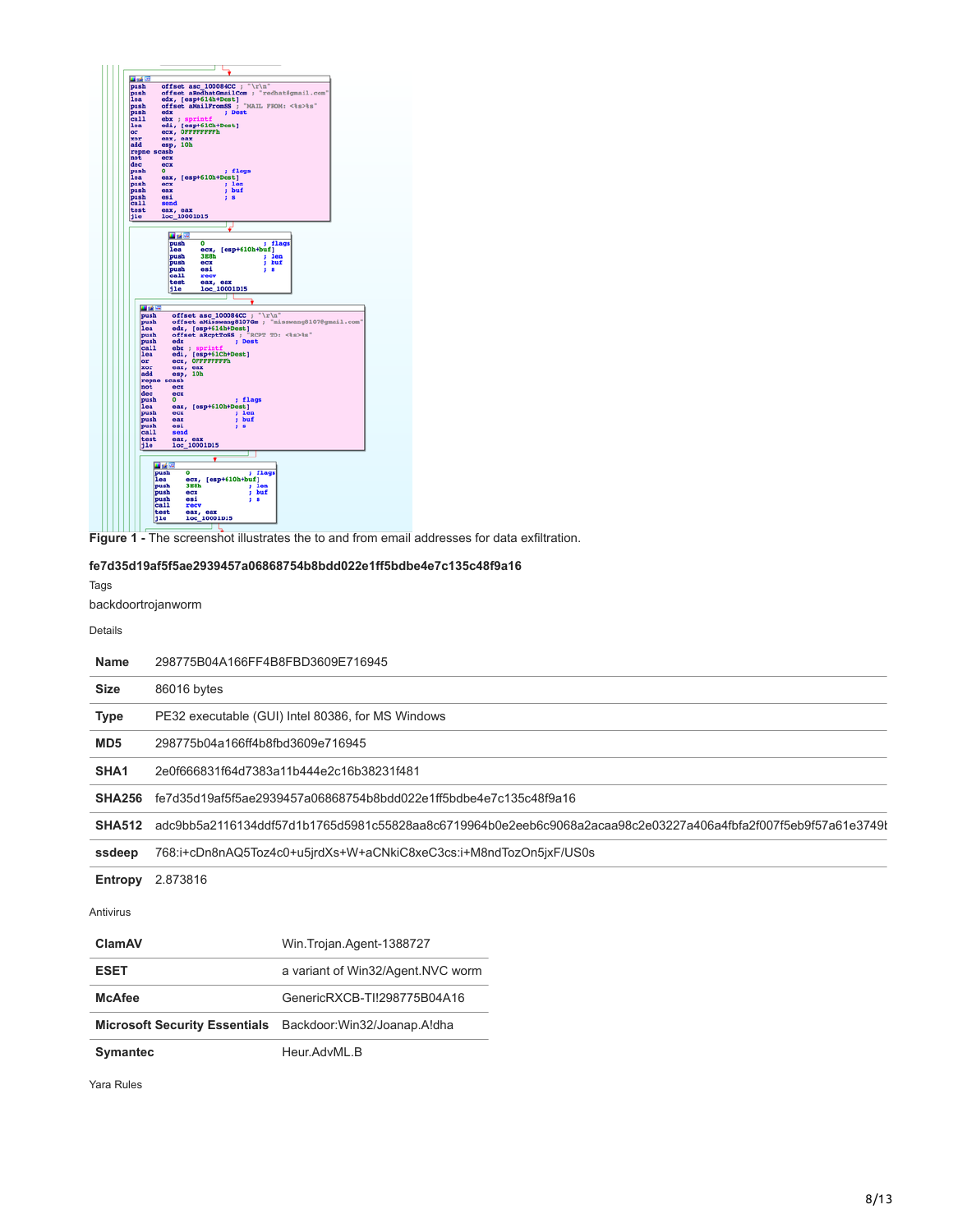**Figure 1 -** The screenshot illustrates the to and from email addresses for data exfiltration.

### fe7d35d19af5f5ae2939457a06868754b8bdd022e1ff5bdbe4e7c135c48f9a16

Tags

backdoortrojanworm

Details

| | |
|---|---|
| **Name** | 298775B04A166FF4B8FBD3609E716945 |
| **Size** | 86016 bytes |
| **Type** | PE32 executable (GUI) Intel 80386, for MS Windows |
| **MD5** | 298775b04a166ff4b8fbd3609e716945 |
| **SHA1** | 2e0f666831f64d7383a11b444e2c16b38231f481 |
| **SHA256** | fe7d35d19af5f5ae2939457a06868754b8bdd022e1ff5bdbe4e7c135c48f9a16 |
| **SHA512** | adc9bb5a2116134ddf57d1b1765d5981c55828aa8c6719964b0e2eeb6c9068a2acaa98c2e03227a406a4fbfa2f007f5eb9f57a61e3749b |
| **ssdeep** | 768:i+cDn8nAQ5Toz4c0+u5jrdXs+W+aCNkiC8xeC3cs:i+M8ndTozOn5jxF/US0s |
| **Entropy** | 2.873816 |

Antivirus

| | |
|---|---|
| **ClamAV** | Win.Trojan.Agent-1388727 |
| **ESET** | a variant of Win32/Agent.NVC worm |
| **McAfee** | GenericRXCB-TI!298775B04A16 |
| **Microsoft Security Essentials** | Backdoor:Win32/Joanap.A!dha |
| **Symantec** | Heur.AdvML.B |

Yara Rules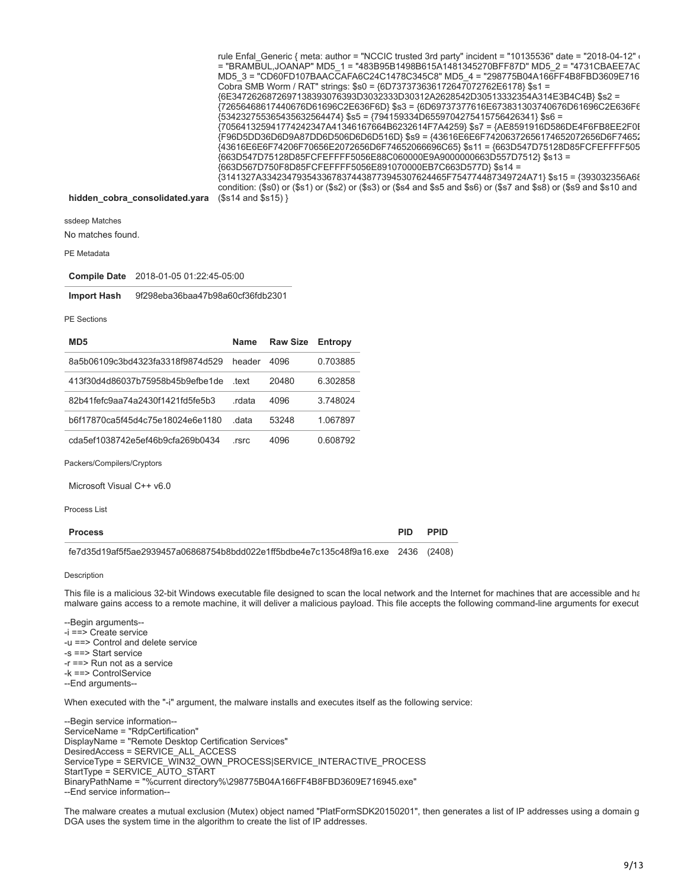| | |
|---|---|
| **hidden_cobra_consolidated.yara** | rule Enfal_Generic { meta: author = "NCCIC trusted 3rd party" incident = "10135536" date = "2018-04-12" = "BRAMBUL,JOANAP" MD5_1 = "483B95B1498B615A1481345270BFF87D" MD5_2 = "4731CBAEE7AC MD5_3 = "CD60FD107BAACCAFA6C24C1478C345C8" MD5_4 = "298775B04A166FF4B8FBD3609E716 Cobra SMB Worm / RAT" strings: $s0 = {6D737373636172647072762E6178} $s1 = {6E3472626872697138393076393D3032333D30312A2628542D30513332354A314E3B4C4B} $s2 = {72656468617440676D61696C2E636F6D} $s3 = {6D69737377616E673831303740676D61696C2E636F6 {53423275536543563256447 4} $s5 = {794159334D6559704275415756426341} $s6 = {70564132594177424234 7A41346167664B6232614F7A4259} $s7 = {AE8591916D586DE4F6FB8EE2F0 {F96D5DD36D6D9A87DD6D506D6D6D516D} $s9 = {43616E6E6F74206372656174652072656D6F7465 {43616E6E6F74206F70656E2072656D6F74652066696C65} $s11 = {663D547D75128D85FCFEFFFF505 {663D547D75128D85FCFEFFFF5056E88C060000E9A9000000663D557D7512} $s13 = {663D567D750F8D85FCFEFFFF5056E891070000EB7C663D577D} $s14 = {3141327A33423479354336783744387739453076244 65F754774487349724A71} $s15 = {393032356A6 condition: ($s0) or ($s1) or ($s2) or ($s3) or ($s4 and $s5 and $s6) or ($s7 and $s8) or ($s9 and $s10 and ($s14 and $s15) } |

ssdeep Matches

No matches found.

PE Metadata

| | |
|---|---|
| **Compile Date** | 2018-01-05 01:22:45-05:00 |
| **Import Hash** | 9f298eba36baa47b98a60cf36fdb2301 |

PE Sections

| MD5 | Name | Raw Size | Entropy |
|---|---|---|---|
| 8a5b06109c3bd4323fa3318f9874d529 | header | 4096 | 0.703885 |
| 413f30d4d86037b75958b45b9efbe1de | .text | 20480 | 6.302858 |
| 82b41fefc9aa74a2430f1421fd5fe5b3 | .rdata | 4096 | 3.748024 |
| b6f17870ca5f45d4c75e18024e6e1180 | .data | 53248 | 1.067897 |
| cda5ef1038742e5ef46b9cfa269b0434 | .rsrc | 4096 | 0.608792 |

Packers/Compilers/Cryptors

Microsoft Visual C++ v6.0

Process List

| Process | PID | PPID |
|---|---|---|
| fe7d35d19af5f5ae2939457a06868754b8bdd022e1ff5bdbe4e7c135c48f9a16.exe | 2436 | (2408) |

Description

This file is a malicious 32-bit Windows executable file designed to scan the local network and the Internet for machines that are accessible and ha malware gains access to a remote machine, it will deliver a malicious payload. This file accepts the following command-line arguments for execut

```
--Begin arguments--
-i ==> Create service
-u ==> Control and delete service
-s ==> Start service
-r ==> Run not as a service
-k ==> ControlService
--End arguments--
```

When executed with the "-i" argument, the malware installs and executes itself as the following service:

```
--Begin service information--
ServiceName = "RdpCertification"
DisplayName = "Remote Desktop Certification Services"
DesiredAccess = SERVICE_ALL_ACCESS
ServiceType = SERVICE_WIN32_OWN_PROCESS|SERVICE_INTERACTIVE_PROCESS
StartType = SERVICE_AUTO_START
BinaryPathName = "%current directory%\298775B04A166FF4B8FBD3609E716945.exe"
--End service information--
```

The malware creates a mutual exclusion (Mutex) object named "PlatFormSDK20150201", then generates a list of IP addresses using a domain g DGA uses the system time in the algorithm to create the list of IP addresses.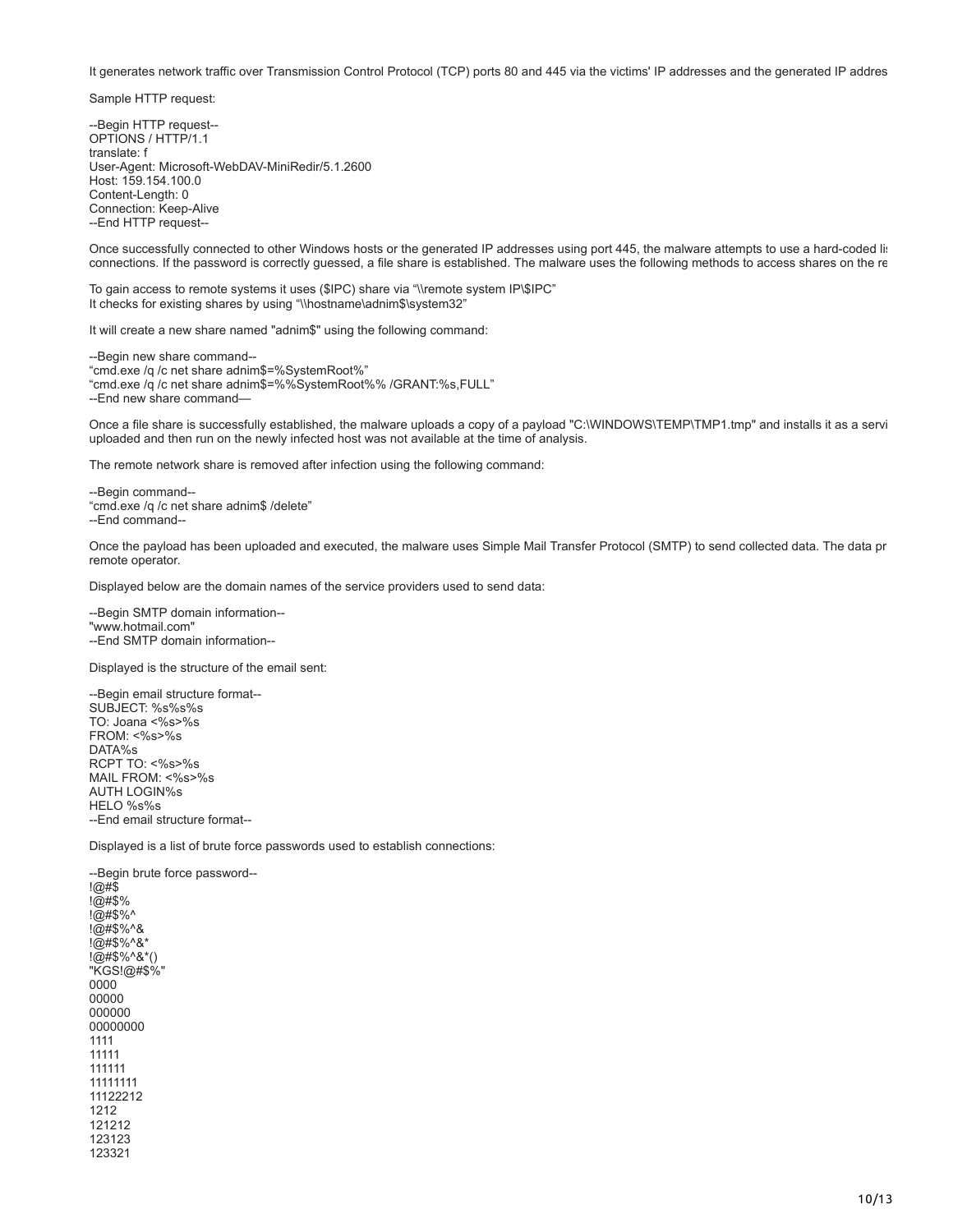It generates network traffic over Transmission Control Protocol (TCP) ports 80 and 445 via the victims' IP addresses and the generated IP addres

Sample HTTP request:

```
--Begin HTTP request--
OPTIONS / HTTP/1.1
translate: f
User-Agent: Microsoft-WebDAV-MiniRedir/5.1.2600
Host: 159.154.100.0
Content-Length: 0
Connection: Keep-Alive
--End HTTP request--
```

Once successfully connected to other Windows hosts or the generated IP addresses using port 445, the malware attempts to use a hard-coded li connections. If the password is correctly guessed, a file share is established. The malware uses the following methods to access shares on the re

To gain access to remote systems it uses ($IPC) share via "\\remote system IP\$IPC"
It checks for existing shares by using "\\hostname\adnim$\system32"

It will create a new share named "adnim$" using the following command:

```
--Begin new share command--
"cmd.exe /q /c net share adnim$=%SystemRoot%"
"cmd.exe /q /c net share adnim$=%%SystemRoot%% /GRANT:%s,FULL"
--End new share command—
```

Once a file share is successfully established, the malware uploads a copy of a payload "C:\WINDOWS\TEMP\TMP1.tmp" and installs it as a servi uploaded and then run on the newly infected host was not available at the time of analysis.

The remote network share is removed after infection using the following command:

```
--Begin command--
"cmd.exe /q /c net share adnim$ /delete"
--End command--
```

Once the payload has been uploaded and executed, the malware uses Simple Mail Transfer Protocol (SMTP) to send collected data. The data pr remote operator.

Displayed below are the domain names of the service providers used to send data:

```
--Begin SMTP domain information--
"www.hotmail.com"
--End SMTP domain information--
```

Displayed is the structure of the email sent:

```
--Begin email structure format--
SUBJECT: %s%s%s
TO: Joana <%s>%s
FROM: <%s>%s
DATA%s
RCPT TO: <%s>%s
MAIL FROM: <%s>%s
AUTH LOGIN%s
HELO %s%s
--End email structure format--
```

Displayed is a list of brute force passwords used to establish connections:

```
--Begin brute force password--
!@#$
!@#$%
!@#$%^
!@#$%^&
!@#$%^&*
!@#$%^&*()
"KGS!@#$%"
0000
00000
000000
00000000
1111
11111
111111
11111111
11122212
1212
121212
123123
123321
```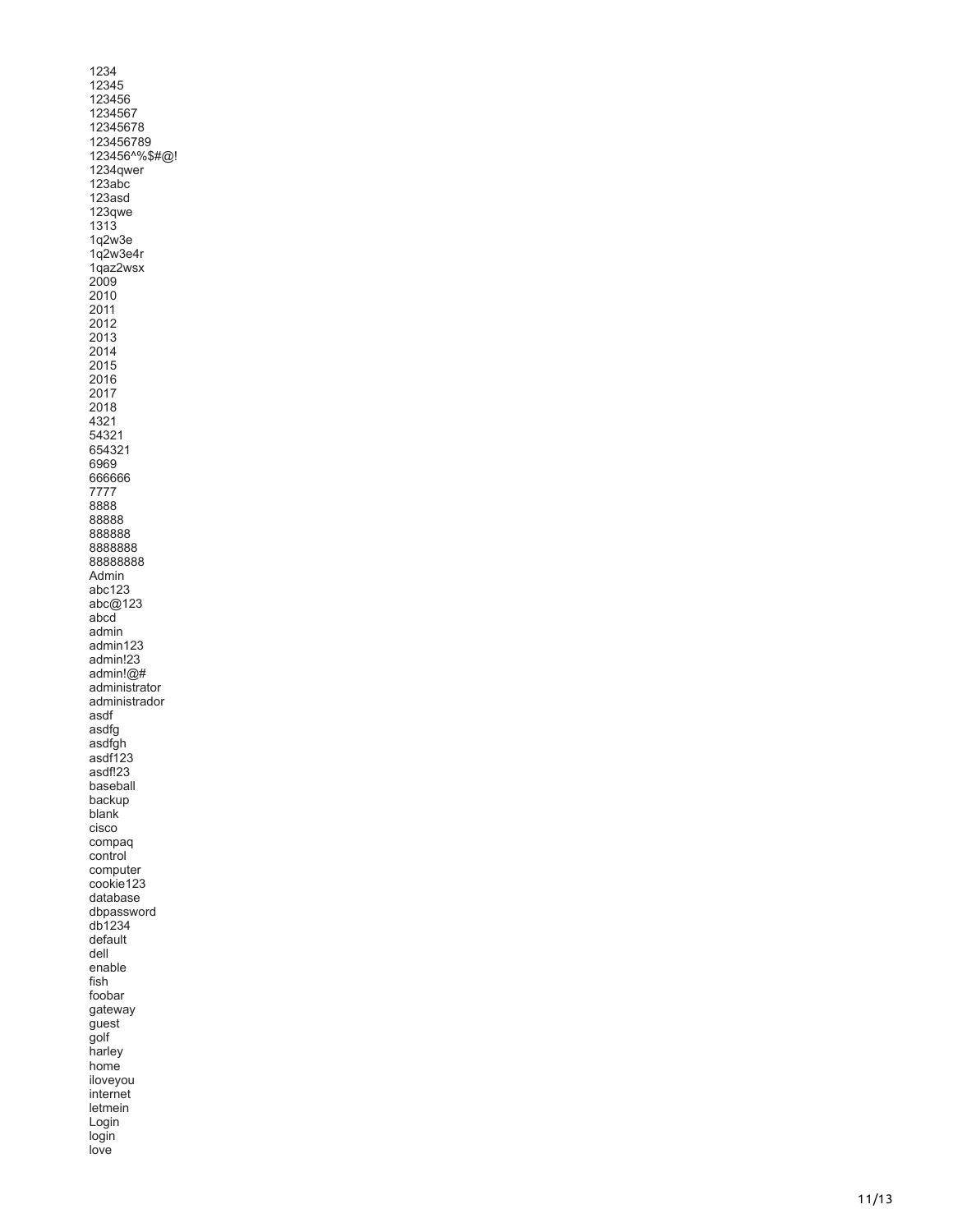1234
12345
123456
1234567
12345678
123456789
123456^%$#@!
1234qwer
123abc
123asd
123qwe
1313
1q2w3e
1q2w3e4r
1qaz2wsx
2009
2010
2011
2012
2013
2014
2015
2016
2017
2018
4321
54321
654321
6969
666666
7777
8888
88888
888888
8888888
88888888
Admin
abc123
abc@123
abcd
admin
admin123
admin!23
admin!@#
administrator
administrador
asdf
asdfg
asdfgh
asdf123
asdf!23
baseball
backup
blank
cisco
compaq
control
computer
cookie123
database
dbpassword
db1234
default
dell
enable
fish
foobar
gateway
guest
golf
harley
home
iloveyou
internet
letmein
Login
login
love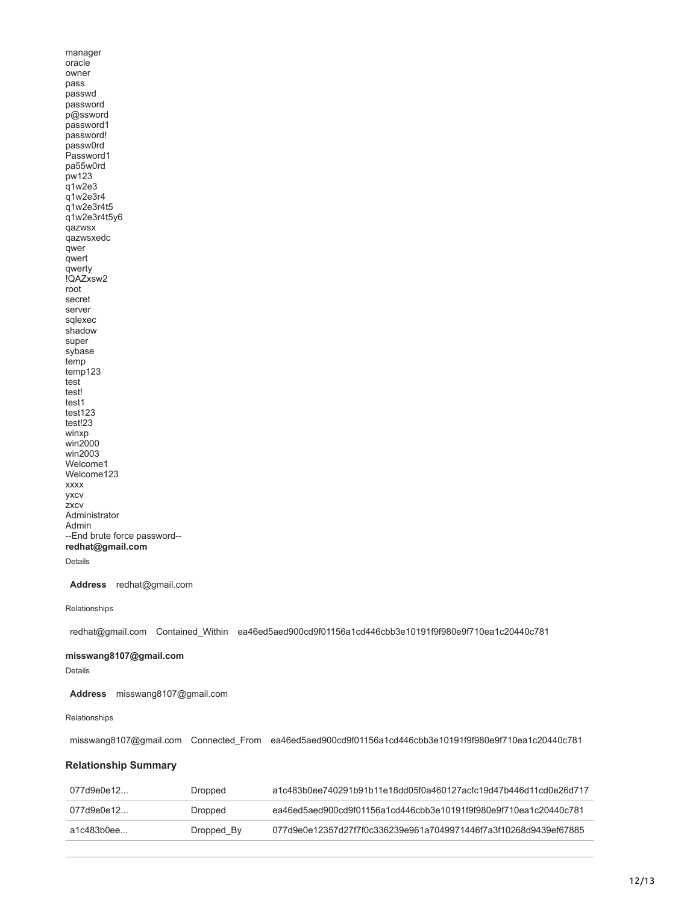manager
oracle
owner
pass
passwd
password
p@ssword
password1
password!
passw0rd
Password1
pa55w0rd
pw123
q1w2e3
q1w2e3r4
q1w2e3r4t5
q1w2e3r4t5y6
qazwsx
qazwsxedc
qwer
qwert
qwerty
!QAZxsw2
root
secret
server
sqlexec
shadow
super
sybase
temp
temp123
test
test!
test1
test123
test!23
winxp
win2000
win2003
Welcome1
Welcome123
xxxx
yxcv
zxcv
Administrator
Admin
--End brute force password--

**redhat@gmail.com**

Details

| | |
|---|---|
| **Address** | redhat@gmail.com |

Relationships

| | | |
|---|---|---|
| redhat@gmail.com | Contained_Within | ea46ed5aed900cd9f01156a1cd446cbb3e10191f9f980e9f710ea1c20440c781 |

**misswang8107@gmail.com**

Details

| | |
|---|---|
| **Address** | misswang8107@gmail.com |

Relationships

| | | |
|---|---|---|
| misswang8107@gmail.com | Connected_From | ea46ed5aed900cd9f01156a1cd446cbb3e10191f9f980e9f710ea1c20440c781 |

### Relationship Summary

| | | |
|---|---|---|
| 077d9e0e12... | Dropped | a1c483b0ee740291b91b11e18dd05f0a460127acfc19d47b446d11cd0e26d717 |
| 077d9e0e12... | Dropped | ea46ed5aed900cd9f01156a1cd446cbb3e10191f9f980e9f710ea1c20440c781 |
| a1c483b0ee... | Dropped_By | 077d9e0e12357d27f7f0c336239e961a7049971446f7a3f10268d9439ef67885 |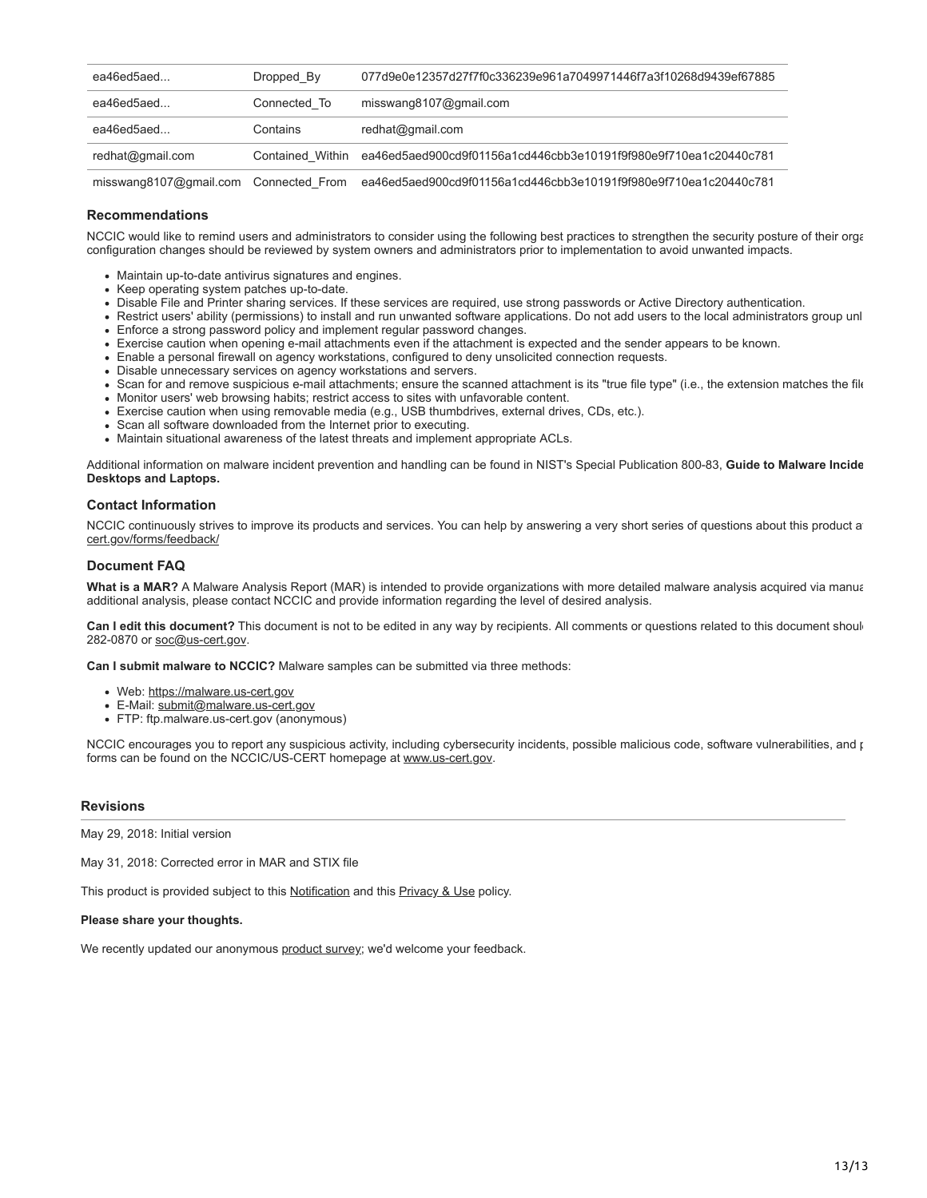| | | |
|---|---|---|
| ea46ed5aed... | Dropped_By | 077d9e0e12357d27f7f0c336239e961a7049971446f7a3f10268d9439ef67885 |
| ea46ed5aed... | Connected_To | misswang8107@gmail.com |
| ea46ed5aed... | Contains | redhat@gmail.com |
| redhat@gmail.com | Contained_Within | ea46ed5aed900cd9f01156a1cd446cbb3e10191f9f980e9f710ea1c20440c781 |
| misswang8107@gmail.com | Connected_From | ea46ed5aed900cd9f01156a1cd446cbb3e10191f9f980e9f710ea1c20440c781 |

### Recommendations

NCCIC would like to remind users and administrators to consider using the following best practices to strengthen the security posture of their orga configuration changes should be reviewed by system owners and administrators prior to implementation to avoid unwanted impacts.

- Maintain up-to-date antivirus signatures and engines.
- Keep operating system patches up-to-date.
- Disable File and Printer sharing services. If these services are required, use strong passwords or Active Directory authentication.
- Restrict users' ability (permissions) to install and run unwanted software applications. Do not add users to the local administrators group unl
- Enforce a strong password policy and implement regular password changes.
- Exercise caution when opening e-mail attachments even if the attachment is expected and the sender appears to be known.
- Enable a personal firewall on agency workstations, configured to deny unsolicited connection requests.
- Disable unnecessary services on agency workstations and servers.
- Scan for and remove suspicious e-mail attachments; ensure the scanned attachment is its "true file type" (i.e., the extension matches the file
- Monitor users' web browsing habits; restrict access to sites with unfavorable content.
- Exercise caution when using removable media (e.g., USB thumbdrives, external drives, CDs, etc.).
- Scan all software downloaded from the Internet prior to executing.
- Maintain situational awareness of the latest threats and implement appropriate ACLs.

Additional information on malware incident prevention and handling can be found in NIST's Special Publication 800-83, **Guide to Malware Incide Desktops and Laptops.**

### Contact Information

NCCIC continuously strives to improve its products and services. You can help by answering a very short series of questions about this product a cert.gov/forms/feedback/

### Document FAQ

**What is a MAR?** A Malware Analysis Report (MAR) is intended to provide organizations with more detailed malware analysis acquired via manua additional analysis, please contact NCCIC and provide information regarding the level of desired analysis.

**Can I edit this document?** This document is not to be edited in any way by recipients. All comments or questions related to this document shoul 282-0870 or soc@us-cert.gov.

**Can I submit malware to NCCIC?** Malware samples can be submitted via three methods:

- Web: https://malware.us-cert.gov
- E-Mail: submit@malware.us-cert.gov
- FTP: ftp.malware.us-cert.gov (anonymous)

NCCIC encourages you to report any suspicious activity, including cybersecurity incidents, possible malicious code, software vulnerabilities, and p forms can be found on the NCCIC/US-CERT homepage at www.us-cert.gov.

### Revisions

May 29, 2018: Initial version

May 31, 2018: Corrected error in MAR and STIX file

This product is provided subject to this Notification and this Privacy & Use policy.

**Please share your thoughts.**

We recently updated our anonymous product survey; we'd welcome your feedback.